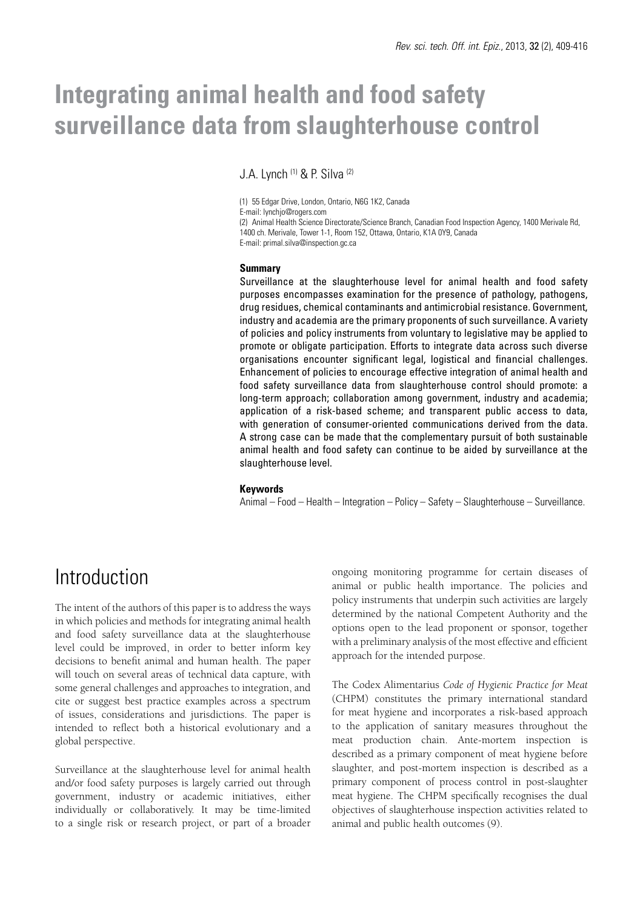# Integrating animal health and food safety surveillance data from slaughterhouse control

J.A. Lynch [1] & P. Silva [2]

(1) 55 Edgar Drive, London, Ontario, N6G 1K2, Canada
E-mail: lynchjo@rogers.com
(2) Animal Health Science Directorate/Science Branch, Canadian Food Inspection Agency, 1400 Merivale Rd, 1400 ch. Merivale, Tower 1-1, Room 152, Ottawa, Ontario, K1A 0Y9, Canada
E-mail: primal.silva@inspection.gc.ca

### Summary

Surveillance at the slaughterhouse level for animal health and food safety purposes encompasses examination for the presence of pathology, pathogens, drug residues, chemical contaminants and antimicrobial resistance. Government, industry and academia are the primary proponents of such surveillance. A variety of policies and policy instruments from voluntary to legislative may be applied to promote or obligate participation. Efforts to integrate data across such diverse organisations encounter significant legal, logistical and financial challenges. Enhancement of policies to encourage effective integration of animal health and food safety surveillance data from slaughterhouse control should promote: a long-term approach; collaboration among government, industry and academia; application of a risk-based scheme; and transparent public access to data, with generation of consumer-oriented communications derived from the data. A strong case can be made that the complementary pursuit of both sustainable animal health and food safety can continue to be aided by surveillance at the slaughterhouse level.

### Keywords

Animal – Food – Health – Integration – Policy – Safety – Slaughterhouse – Surveillance.

## Introduction

The intent of the authors of this paper is to address the ways in which policies and methods for integrating animal health and food safety surveillance data at the slaughterhouse level could be improved, in order to better inform key decisions to benefit animal and human health. The paper will touch on several areas of technical data capture, with some general challenges and approaches to integration, and cite or suggest best practice examples across a spectrum of issues, considerations and jurisdictions. The paper is intended to reflect both a historical evolutionary and a global perspective.

Surveillance at the slaughterhouse level for animal health and/or food safety purposes is largely carried out through government, industry or academic initiatives, either individually or collaboratively. It may be time-limited to a single risk or research project, or part of a broader ongoing monitoring programme for certain diseases of animal or public health importance. The policies and policy instruments that underpin such activities are largely determined by the national Competent Authority and the options open to the lead proponent or sponsor, together with a preliminary analysis of the most effective and efficient approach for the intended purpose.

The Codex Alimentarius *Code of Hygienic Practice for Meat* (CHPM) constitutes the primary international standard for meat hygiene and incorporates a risk-based approach to the application of sanitary measures throughout the meat production chain. Ante-mortem inspection is described as a primary component of meat hygiene before slaughter, and post-mortem inspection is described as a primary component of process control in post-slaughter meat hygiene. The CHPM specifically recognises the dual objectives of slaughterhouse inspection activities related to animal and public health outcomes (9).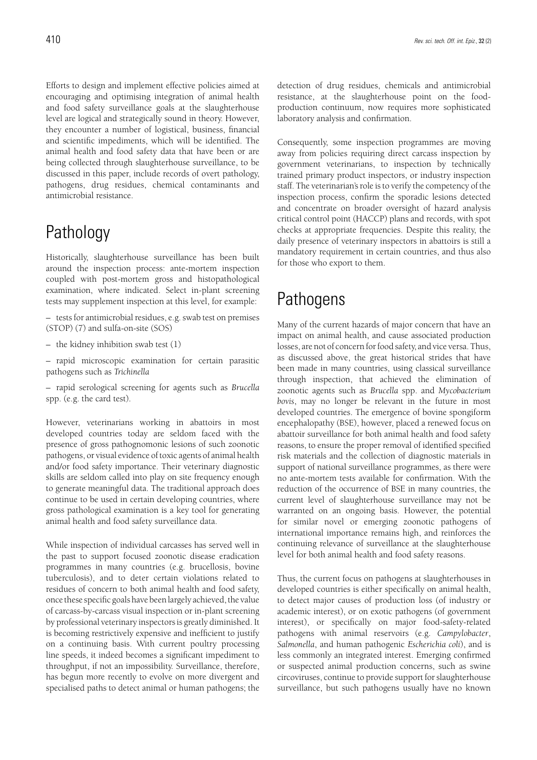Efforts to design and implement effective policies aimed at encouraging and optimising integration of animal health and food safety surveillance goals at the slaughterhouse level are logical and strategically sound in theory. However, they encounter a number of logistical, business, financial and scientific impediments, which will be identified. The animal health and food safety data that have been or are being collected through slaughterhouse surveillance, to be discussed in this paper, include records of overt pathology, pathogens, drug residues, chemical contaminants and antimicrobial resistance.

# Pathology

Historically, slaughterhouse surveillance has been built around the inspection process: ante-mortem inspection coupled with post-mortem gross and histopathological examination, where indicated. Select in-plant screening tests may supplement inspection at this level, for example:

– tests for antimicrobial residues, e.g. swab test on premises (STOP) (7) and sulfa-on-site (SOS)

– the kidney inhibition swab test (1)

– rapid microscopic examination for certain parasitic pathogens such as *Trichinella*

– rapid serological screening for agents such as *Brucella* spp. (e.g. the card test).

However, veterinarians working in abattoirs in most developed countries today are seldom faced with the presence of gross pathognomonic lesions of such zoonotic pathogens, or visual evidence of toxic agents of animal health and/or food safety importance. Their veterinary diagnostic skills are seldom called into play on site frequency enough to generate meaningful data. The traditional approach does continue to be used in certain developing countries, where gross pathological examination is a key tool for generating animal health and food safety surveillance data.

While inspection of individual carcasses has served well in the past to support focused zoonotic disease eradication programmes in many countries (e.g. brucellosis, bovine tuberculosis), and to deter certain violations related to residues of concern to both animal health and food safety, once these specific goals have been largely achieved, the value of carcass-by-carcass visual inspection or in-plant screening by professional veterinary inspectors is greatly diminished. It is becoming restrictively expensive and inefficient to justify on a continuing basis. With current poultry processing line speeds, it indeed becomes a significant impediment to throughput, if not an impossibility. Surveillance, therefore, has begun more recently to evolve on more divergent and specialised paths to detect animal or human pathogens; the detection of drug residues, chemicals and antimicrobial resistance, at the slaughterhouse point on the food-production continuum, now requires more sophisticated laboratory analysis and confirmation.

Consequently, some inspection programmes are moving away from policies requiring direct carcass inspection by government veterinarians, to inspection by technically trained primary product inspectors, or industry inspection staff. The veterinarian's role is to verify the competency of the inspection process, confirm the sporadic lesions detected and concentrate on broader oversight of hazard analysis critical control point (HACCP) plans and records, with spot checks at appropriate frequencies. Despite this reality, the daily presence of veterinary inspectors in abattoirs is still a mandatory requirement in certain countries, and thus also for those who export to them.

# Pathogens

Many of the current hazards of major concern that have an impact on animal health, and cause associated production losses, are not of concern for food safety, and vice versa. Thus, as discussed above, the great historical strides that have been made in many countries, using classical surveillance through inspection, that achieved the elimination of zoonotic agents such as *Brucella* spp. and *Mycobacterium bovis*, may no longer be relevant in the future in most developed countries. The emergence of bovine spongiform encephalopathy (BSE), however, placed a renewed focus on abattoir surveillance for both animal health and food safety reasons, to ensure the proper removal of identified specified risk materials and the collection of diagnostic materials in support of national surveillance programmes, as there were no ante-mortem tests available for confirmation. With the reduction of the occurrence of BSE in many countries, the current level of slaughterhouse surveillance may not be warranted on an ongoing basis. However, the potential for similar novel or emerging zoonotic pathogens of international importance remains high, and reinforces the continuing relevance of surveillance at the slaughterhouse level for both animal health and food safety reasons.

Thus, the current focus on pathogens at slaughterhouses in developed countries is either specifically on animal health, to detect major causes of production loss (of industry or academic interest), or on exotic pathogens (of government interest), or specifically on major food-safety-related pathogens with animal reservoirs (e.g. *Campylobacter*, *Salmonella*, and human pathogenic *Escherichia coli*), and is less commonly an integrated interest. Emerging confirmed or suspected animal production concerns, such as swine circoviruses, continue to provide support for slaughterhouse surveillance, but such pathogens usually have no known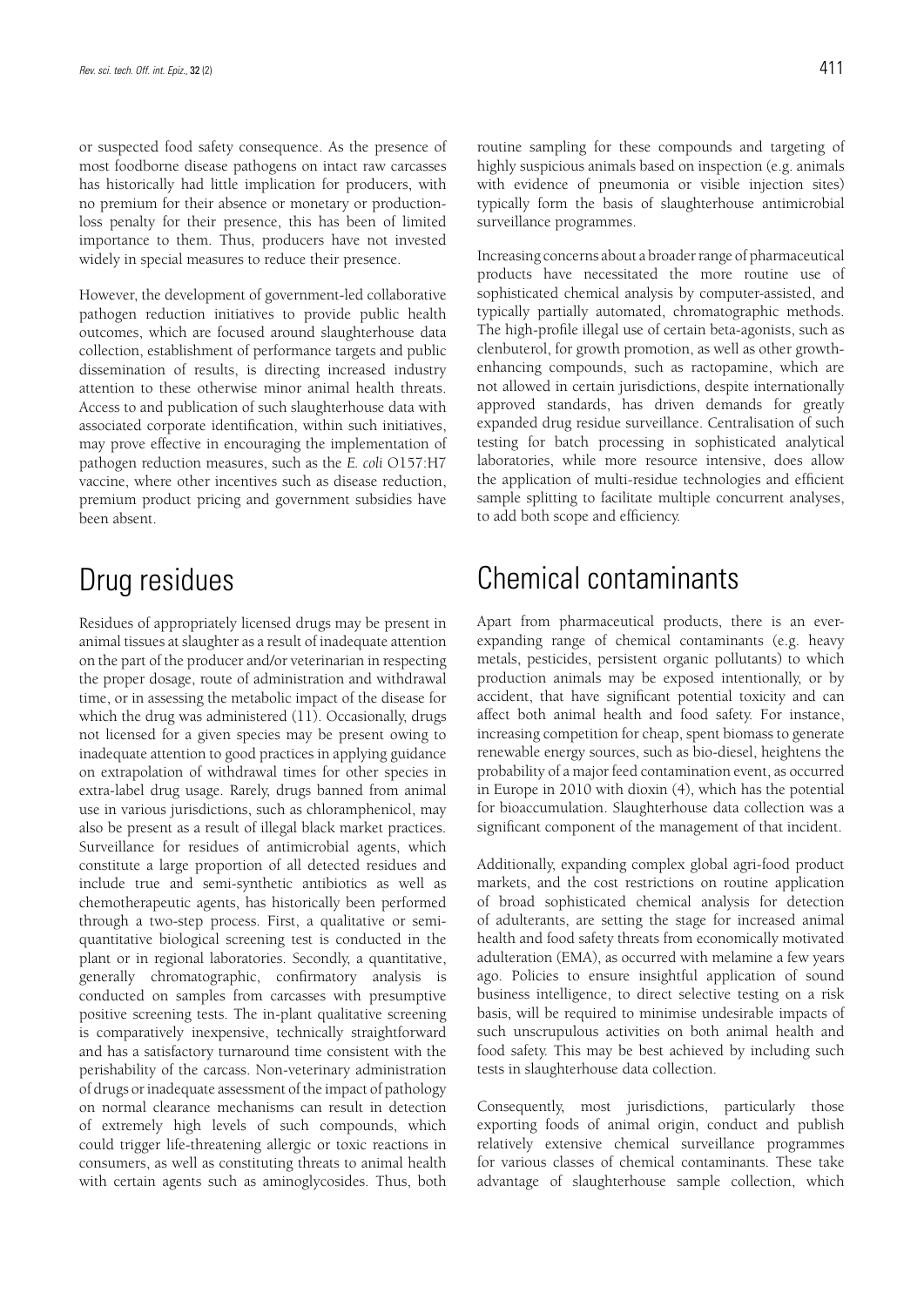or suspected food safety consequence. As the presence of most foodborne disease pathogens on intact raw carcasses has historically had little implication for producers, with no premium for their absence or monetary or production-loss penalty for their presence, this has been of limited importance to them. Thus, producers have not invested widely in special measures to reduce their presence.

However, the development of government-led collaborative pathogen reduction initiatives to provide public health outcomes, which are focused around slaughterhouse data collection, establishment of performance targets and public dissemination of results, is directing increased industry attention to these otherwise minor animal health threats. Access to and publication of such slaughterhouse data with associated corporate identification, within such initiatives, may prove effective in encouraging the implementation of pathogen reduction measures, such as the *E. coli* O157:H7 vaccine, where other incentives such as disease reduction, premium product pricing and government subsidies have been absent.

# Drug residues

Residues of appropriately licensed drugs may be present in animal tissues at slaughter as a result of inadequate attention on the part of the producer and/or veterinarian in respecting the proper dosage, route of administration and withdrawal time, or in assessing the metabolic impact of the disease for which the drug was administered (11). Occasionally, drugs not licensed for a given species may be present owing to inadequate attention to good practices in applying guidance on extrapolation of withdrawal times for other species in extra-label drug usage. Rarely, drugs banned from animal use in various jurisdictions, such as chloramphenicol, may also be present as a result of illegal black market practices. Surveillance for residues of antimicrobial agents, which constitute a large proportion of all detected residues and include true and semi-synthetic antibiotics as well as chemotherapeutic agents, has historically been performed through a two-step process. First, a qualitative or semi-quantitative biological screening test is conducted in the plant or in regional laboratories. Secondly, a quantitative, generally chromatographic, confirmatory analysis is conducted on samples from carcasses with presumptive positive screening tests. The in-plant qualitative screening is comparatively inexpensive, technically straightforward and has a satisfactory turnaround time consistent with the perishability of the carcass. Non-veterinary administration of drugs or inadequate assessment of the impact of pathology on normal clearance mechanisms can result in detection of extremely high levels of such compounds, which could trigger life-threatening allergic or toxic reactions in consumers, as well as constituting threats to animal health with certain agents such as aminoglycosides. Thus, both routine sampling for these compounds and targeting of highly suspicious animals based on inspection (e.g. animals with evidence of pneumonia or visible injection sites) typically form the basis of slaughterhouse antimicrobial surveillance programmes.

Increasing concerns about a broader range of pharmaceutical products have necessitated the more routine use of sophisticated chemical analysis by computer-assisted, and typically partially automated, chromatographic methods. The high-profile illegal use of certain beta-agonists, such as clenbuterol, for growth promotion, as well as other growth-enhancing compounds, such as ractopamine, which are not allowed in certain jurisdictions, despite internationally approved standards, has driven demands for greatly expanded drug residue surveillance. Centralisation of such testing for batch processing in sophisticated analytical laboratories, while more resource intensive, does allow the application of multi-residue technologies and efficient sample splitting to facilitate multiple concurrent analyses, to add both scope and efficiency.

# Chemical contaminants

Apart from pharmaceutical products, there is an ever-expanding range of chemical contaminants (e.g. heavy metals, pesticides, persistent organic pollutants) to which production animals may be exposed intentionally, or by accident, that have significant potential toxicity and can affect both animal health and food safety. For instance, increasing competition for cheap, spent biomass to generate renewable energy sources, such as bio-diesel, heightens the probability of a major feed contamination event, as occurred in Europe in 2010 with dioxin (4), which has the potential for bioaccumulation. Slaughterhouse data collection was a significant component of the management of that incident.

Additionally, expanding complex global agri-food product markets, and the cost restrictions on routine application of broad sophisticated chemical analysis for detection of adulterants, are setting the stage for increased animal health and food safety threats from economically motivated adulteration (EMA), as occurred with melamine a few years ago. Policies to ensure insightful application of sound business intelligence, to direct selective testing on a risk basis, will be required to minimise undesirable impacts of such unscrupulous activities on both animal health and food safety. This may be best achieved by including such tests in slaughterhouse data collection.

Consequently, most jurisdictions, particularly those exporting foods of animal origin, conduct and publish relatively extensive chemical surveillance programmes for various classes of chemical contaminants. These take advantage of slaughterhouse sample collection, which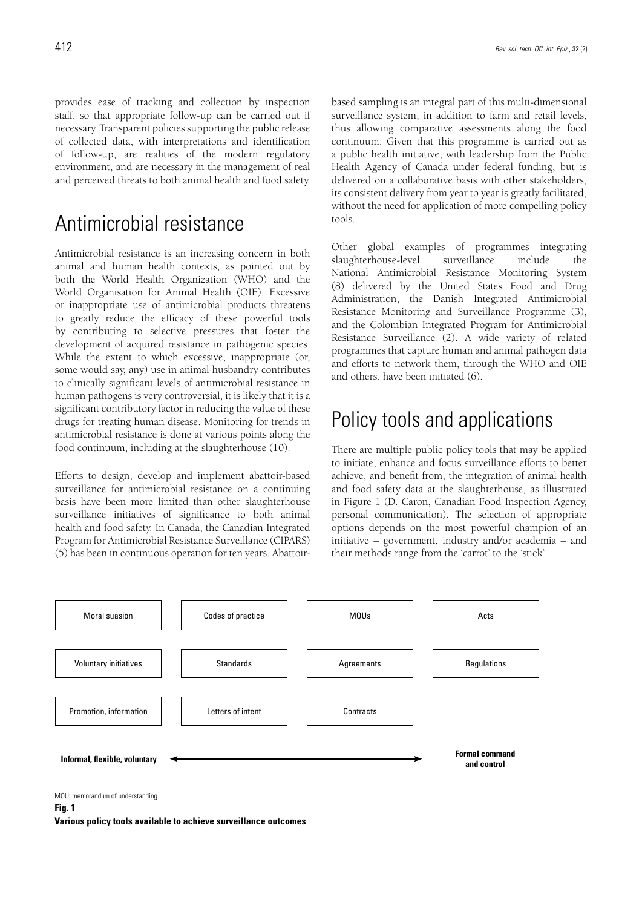provides ease of tracking and collection by inspection staff, so that appropriate follow-up can be carried out if necessary. Transparent policies supporting the public release of collected data, with interpretations and identification of follow-up, are realities of the modern regulatory environment, and are necessary in the management of real and perceived threats to both animal health and food safety.

## Antimicrobial resistance

Antimicrobial resistance is an increasing concern in both animal and human health contexts, as pointed out by both the World Health Organization (WHO) and the World Organisation for Animal Health (OIE). Excessive or inappropriate use of antimicrobial products threatens to greatly reduce the efficacy of these powerful tools by contributing to selective pressures that foster the development of acquired resistance in pathogenic species. While the extent to which excessive, inappropriate (or, some would say, any) use in animal husbandry contributes to clinically significant levels of antimicrobial resistance in human pathogens is very controversial, it is likely that it is a significant contributory factor in reducing the value of these drugs for treating human disease. Monitoring for trends in antimicrobial resistance is done at various points along the food continuum, including at the slaughterhouse (10).

Efforts to design, develop and implement abattoir-based surveillance for antimicrobial resistance on a continuing basis have been more limited than other slaughterhouse surveillance initiatives of significance to both animal health and food safety. In Canada, the Canadian Integrated Program for Antimicrobial Resistance Surveillance (CIPARS) (5) has been in continuous operation for ten years. Abattoir-based sampling is an integral part of this multi-dimensional surveillance system, in addition to farm and retail levels, thus allowing comparative assessments along the food continuum. Given that this programme is carried out as a public health initiative, with leadership from the Public Health Agency of Canada under federal funding, but is delivered on a collaborative basis with other stakeholders, its consistent delivery from year to year is greatly facilitated, without the need for application of more compelling policy tools.

Other global examples of programmes integrating slaughterhouse-level surveillance include the National Antimicrobial Resistance Monitoring System (8) delivered by the United States Food and Drug Administration, the Danish Integrated Antimicrobial Resistance Monitoring and Surveillance Programme (3), and the Colombian Integrated Program for Antimicrobial Resistance Surveillance (2). A wide variety of related programmes that capture human and animal pathogen data and efforts to network them, through the WHO and OIE and others, have been initiated (6).

## Policy tools and applications

There are multiple public policy tools that may be applied to initiate, enhance and focus surveillance efforts to better achieve, and benefit from, the integration of animal health and food safety data at the slaughterhouse, as illustrated in Figure 1 (D. Caron, Canadian Food Inspection Agency, personal communication). The selection of appropriate options depends on the most powerful champion of an initiative – government, industry and/or academia – and their methods range from the 'carrot' to the 'stick'.

| | | | |
|---|---|---|---|
| Moral suasion | Codes of practice | MOUs | Acts |
| Voluntary initiatives | Standards | Agreements | Regulations |
| Promotion, information | Letters of intent | Contracts | |

**Informal, flexible, voluntary** ←→ **Formal command and control**

MOU: memorandum of understanding

**Fig. 1**
**Various policy tools available to achieve surveillance outcomes**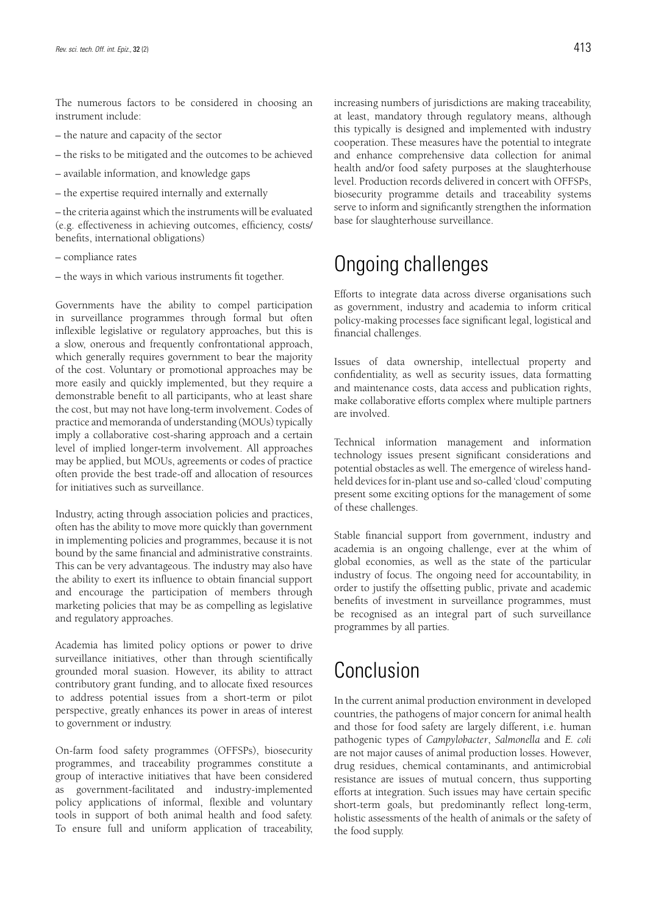The numerous factors to be considered in choosing an instrument include:

– the nature and capacity of the sector

– the risks to be mitigated and the outcomes to be achieved

– available information, and knowledge gaps

– the expertise required internally and externally

– the criteria against which the instruments will be evaluated (e.g. effectiveness in achieving outcomes, efficiency, costs/benefits, international obligations)

– compliance rates

– the ways in which various instruments fit together.

Governments have the ability to compel participation in surveillance programmes through formal but often inflexible legislative or regulatory approaches, but this is a slow, onerous and frequently confrontational approach, which generally requires government to bear the majority of the cost. Voluntary or promotional approaches may be more easily and quickly implemented, but they require a demonstrable benefit to all participants, who at least share the cost, but may not have long-term involvement. Codes of practice and memoranda of understanding (MOUs) typically imply a collaborative cost-sharing approach and a certain level of implied longer-term involvement. All approaches may be applied, but MOUs, agreements or codes of practice often provide the best trade-off and allocation of resources for initiatives such as surveillance.

Industry, acting through association policies and practices, often has the ability to move more quickly than government in implementing policies and programmes, because it is not bound by the same financial and administrative constraints. This can be very advantageous. The industry may also have the ability to exert its influence to obtain financial support and encourage the participation of members through marketing policies that may be as compelling as legislative and regulatory approaches.

Academia has limited policy options or power to drive surveillance initiatives, other than through scientifically grounded moral suasion. However, its ability to attract contributory grant funding, and to allocate fixed resources to address potential issues from a short-term or pilot perspective, greatly enhances its power in areas of interest to government or industry.

On-farm food safety programmes (OFFSPs), biosecurity programmes, and traceability programmes constitute a group of interactive initiatives that have been considered as government-facilitated and industry-implemented policy applications of informal, flexible and voluntary tools in support of both animal health and food safety. To ensure full and uniform application of traceability, increasing numbers of jurisdictions are making traceability, at least, mandatory through regulatory means, although this typically is designed and implemented with industry cooperation. These measures have the potential to integrate and enhance comprehensive data collection for animal health and/or food safety purposes at the slaughterhouse level. Production records delivered in concert with OFFSPs, biosecurity programme details and traceability systems serve to inform and significantly strengthen the information base for slaughterhouse surveillance.

# Ongoing challenges

Efforts to integrate data across diverse organisations such as government, industry and academia to inform critical policy-making processes face significant legal, logistical and financial challenges.

Issues of data ownership, intellectual property and confidentiality, as well as security issues, data formatting and maintenance costs, data access and publication rights, make collaborative efforts complex where multiple partners are involved.

Technical information management and information technology issues present significant considerations and potential obstacles as well. The emergence of wireless hand-held devices for in-plant use and so-called 'cloud' computing present some exciting options for the management of some of these challenges.

Stable financial support from government, industry and academia is an ongoing challenge, ever at the whim of global economies, as well as the state of the particular industry of focus. The ongoing need for accountability, in order to justify the offsetting public, private and academic benefits of investment in surveillance programmes, must be recognised as an integral part of such surveillance programmes by all parties.

# Conclusion

In the current animal production environment in developed countries, the pathogens of major concern for animal health and those for food safety are largely different, i.e. human pathogenic types of *Campylobacter*, *Salmonella* and *E. coli* are not major causes of animal production losses. However, drug residues, chemical contaminants, and antimicrobial resistance are issues of mutual concern, thus supporting efforts at integration. Such issues may have certain specific short-term goals, but predominantly reflect long-term, holistic assessments of the health of animals or the safety of the food supply.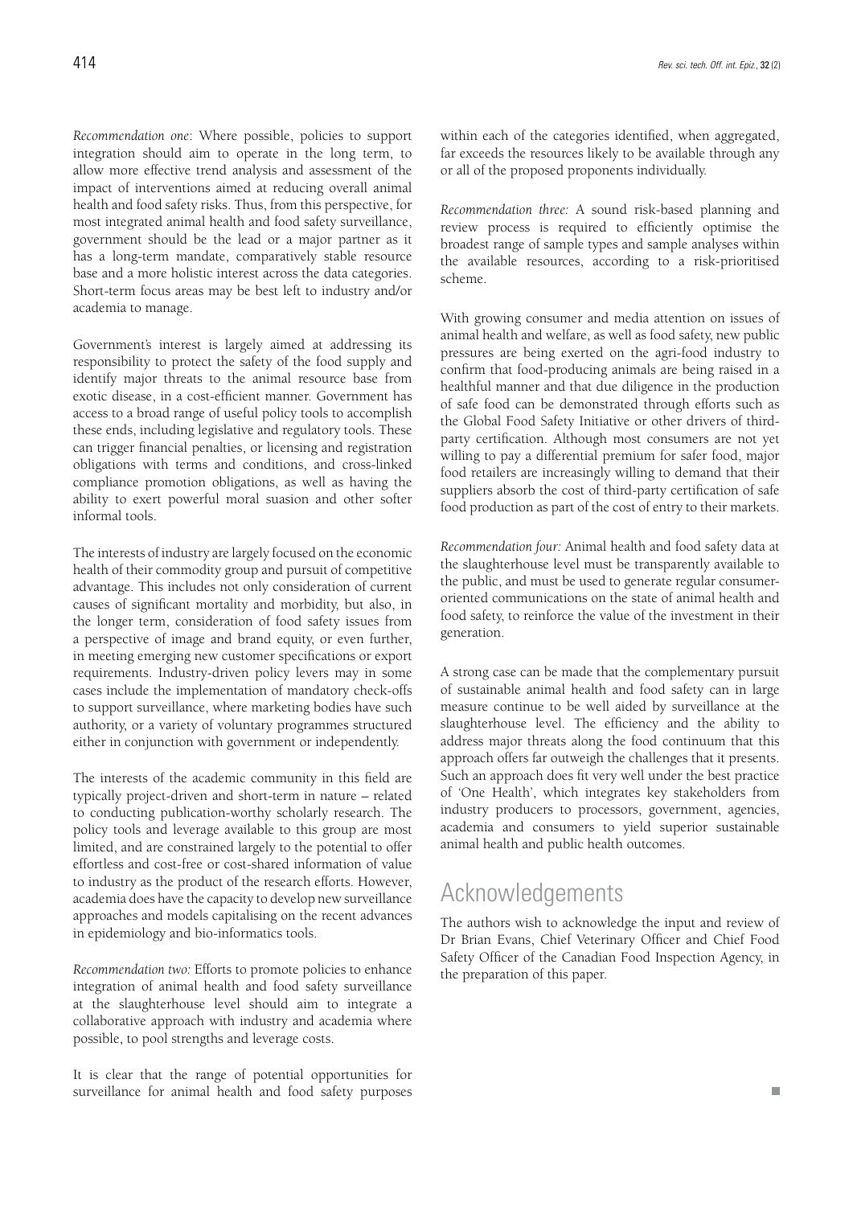*Recommendation one*: Where possible, policies to support integration should aim to operate in the long term, to allow more effective trend analysis and assessment of the impact of interventions aimed at reducing overall animal health and food safety risks. Thus, from this perspective, for most integrated animal health and food safety surveillance, government should be the lead or a major partner as it has a long-term mandate, comparatively stable resource base and a more holistic interest across the data categories. Short-term focus areas may be best left to industry and/or academia to manage.

Government's interest is largely aimed at addressing its responsibility to protect the safety of the food supply and identify major threats to the animal resource base from exotic disease, in a cost-efficient manner. Government has access to a broad range of useful policy tools to accomplish these ends, including legislative and regulatory tools. These can trigger financial penalties, or licensing and registration obligations with terms and conditions, and cross-linked compliance promotion obligations, as well as having the ability to exert powerful moral suasion and other softer informal tools.

The interests of industry are largely focused on the economic health of their commodity group and pursuit of competitive advantage. This includes not only consideration of current causes of significant mortality and morbidity, but also, in the longer term, consideration of food safety issues from a perspective of image and brand equity, or even further, in meeting emerging new customer specifications or export requirements. Industry-driven policy levers may in some cases include the implementation of mandatory check-offs to support surveillance, where marketing bodies have such authority, or a variety of voluntary programmes structured either in conjunction with government or independently.

The interests of the academic community in this field are typically project-driven and short-term in nature – related to conducting publication-worthy scholarly research. The policy tools and leverage available to this group are most limited, and are constrained largely to the potential to offer effortless and cost-free or cost-shared information of value to industry as the product of the research efforts. However, academia does have the capacity to develop new surveillance approaches and models capitalising on the recent advances in epidemiology and bio-informatics tools.

*Recommendation two:* Efforts to promote policies to enhance integration of animal health and food safety surveillance at the slaughterhouse level should aim to integrate a collaborative approach with industry and academia where possible, to pool strengths and leverage costs.

It is clear that the range of potential opportunities for surveillance for animal health and food safety purposes within each of the categories identified, when aggregated, far exceeds the resources likely to be available through any or all of the proposed proponents individually.

*Recommendation three:* A sound risk-based planning and review process is required to efficiently optimise the broadest range of sample types and sample analyses within the available resources, according to a risk-prioritised scheme.

With growing consumer and media attention on issues of animal health and welfare, as well as food safety, new public pressures are being exerted on the agri-food industry to confirm that food-producing animals are being raised in a healthful manner and that due diligence in the production of safe food can be demonstrated through efforts such as the Global Food Safety Initiative or other drivers of third-party certification. Although most consumers are not yet willing to pay a differential premium for safer food, major food retailers are increasingly willing to demand that their suppliers absorb the cost of third-party certification of safe food production as part of the cost of entry to their markets.

*Recommendation four:* Animal health and food safety data at the slaughterhouse level must be transparently available to the public, and must be used to generate regular consumer-oriented communications on the state of animal health and food safety, to reinforce the value of the investment in their generation.

A strong case can be made that the complementary pursuit of sustainable animal health and food safety can in large measure continue to be well aided by surveillance at the slaughterhouse level. The efficiency and the ability to address major threats along the food continuum that this approach offers far outweigh the challenges that it presents. Such an approach does fit very well under the best practice of 'One Health', which integrates key stakeholders from industry producers to processors, government, agencies, academia and consumers to yield superior sustainable animal health and public health outcomes.

## Acknowledgements

The authors wish to acknowledge the input and review of Dr Brian Evans, Chief Veterinary Officer and Chief Food Safety Officer of the Canadian Food Inspection Agency, in the preparation of this paper.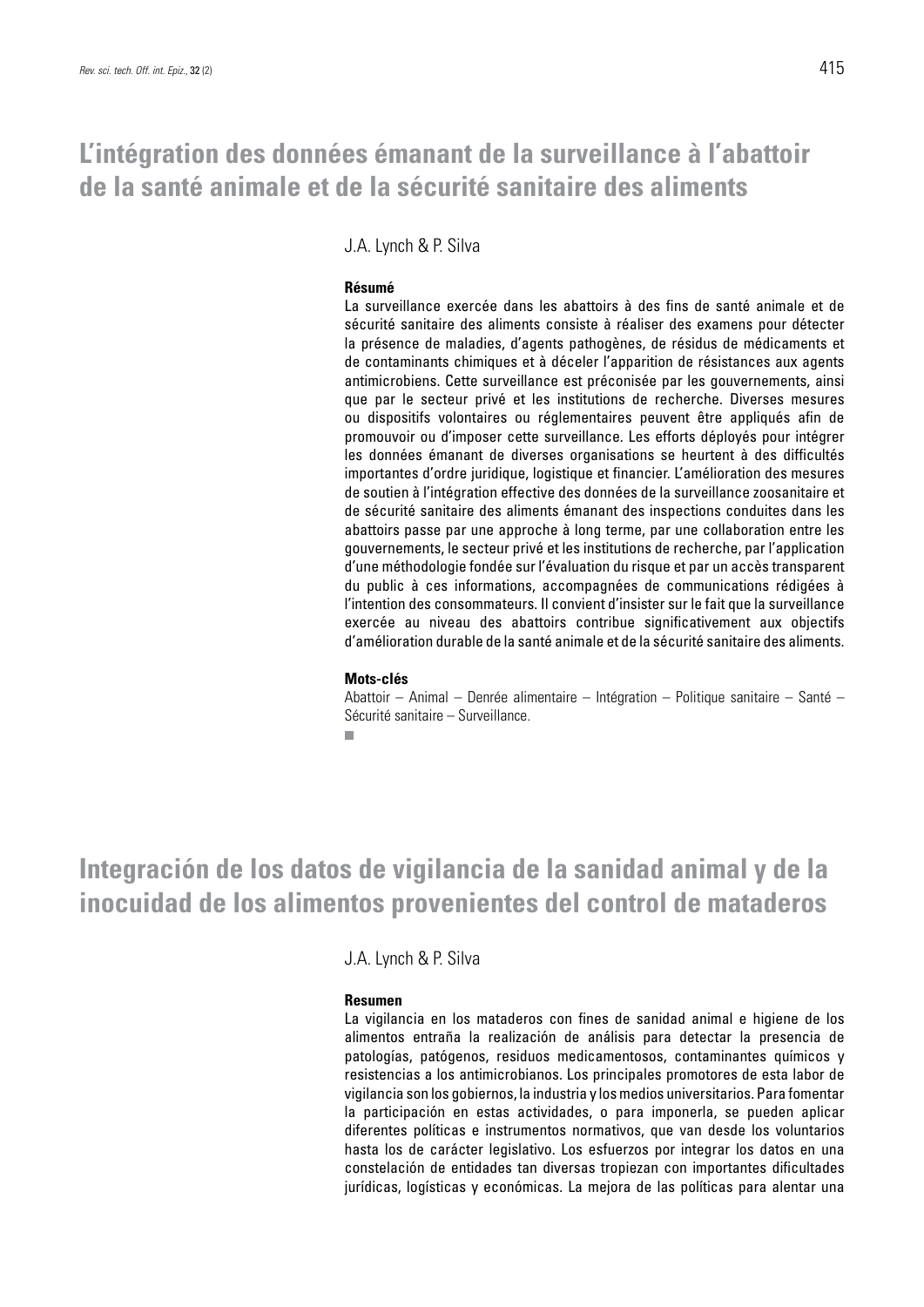# L'intégration des données émanant de la surveillance à l'abattoir de la santé animale et de la sécurité sanitaire des aliments

J.A. Lynch & P. Silva

### Résumé

La surveillance exercée dans les abattoirs à des fins de santé animale et de sécurité sanitaire des aliments consiste à réaliser des examens pour détecter la présence de maladies, d'agents pathogènes, de résidus de médicaments et de contaminants chimiques et à déceler l'apparition de résistances aux agents antimicrobiens. Cette surveillance est préconisée par les gouvernements, ainsi que par le secteur privé et les institutions de recherche. Diverses mesures ou dispositifs volontaires ou réglementaires peuvent être appliqués afin de promouvoir ou d'imposer cette surveillance. Les efforts déployés pour intégrer les données émanant de diverses organisations se heurtent à des difficultés importantes d'ordre juridique, logistique et financier. L'amélioration des mesures de soutien à l'intégration effective des données de la surveillance zoosanitaire et de sécurité sanitaire des aliments émanant des inspections conduites dans les abattoirs passe par une approche à long terme, par une collaboration entre les gouvernements, le secteur privé et les institutions de recherche, par l'application d'une méthodologie fondée sur l'évaluation du risque et par un accès transparent du public à ces informations, accompagnées de communications rédigées à l'intention des consommateurs. Il convient d'insister sur le fait que la surveillance exercée au niveau des abattoirs contribue significativement aux objectifs d'amélioration durable de la santé animale et de la sécurité sanitaire des aliments.

### Mots-clés

Abattoir – Animal – Denrée alimentaire – Intégration – Politique sanitaire – Santé – Sécurité sanitaire – Surveillance.

# Integración de los datos de vigilancia de la sanidad animal y de la inocuidad de los alimentos provenientes del control de mataderos

J.A. Lynch & P. Silva

### Resumen

La vigilancia en los mataderos con fines de sanidad animal e higiene de los alimentos entraña la realización de análisis para detectar la presencia de patologías, patógenos, residuos medicamentosos, contaminantes químicos y resistencias a los antimicrobianos. Los principales promotores de esta labor de vigilancia son los gobiernos, la industria y los medios universitarios. Para fomentar la participación en estas actividades, o para imponerla, se pueden aplicar diferentes políticas e instrumentos normativos, que van desde los voluntarios hasta los de carácter legislativo. Los esfuerzos por integrar los datos en una constelación de entidades tan diversas tropiezan con importantes dificultades jurídicas, logísticas y económicas. La mejora de las políticas para alentar una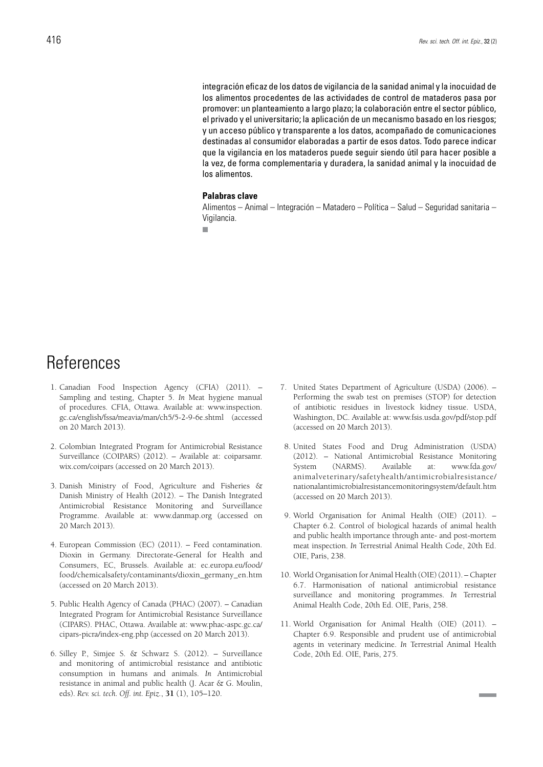integración eficaz de los datos de vigilancia de la sanidad animal y la inocuidad de los alimentos procedentes de las actividades de control de mataderos pasa por promover: un planteamiento a largo plazo; la colaboración entre el sector público, el privado y el universitario; la aplicación de un mecanismo basado en los riesgos; y un acceso público y transparente a los datos, acompañado de comunicaciones destinadas al consumidor elaboradas a partir de esos datos. Todo parece indicar que la vigilancia en los mataderos puede seguir siendo útil para hacer posible a la vez, de forma complementaria y duradera, la sanidad animal y la inocuidad de los alimentos.

**Palabras clave**

Alimentos – Animal – Integración – Matadero – Política – Salud – Seguridad sanitaria – Vigilancia.

# References

1. Canadian Food Inspection Agency (CFIA) (2011). – Sampling and testing, Chapter 5. *In* Meat hygiene manual of procedures. CFIA, Ottawa. Available at: www.inspection.gc.ca/english/fssa/meavia/man/ch5/5-2-9-6e.shtml (accessed on 20 March 2013).

2. Colombian Integrated Program for Antimicrobial Resistance Surveillance (COIPARS) (2012). – Available at: coiparsamr.wix.com/coipars (accessed on 20 March 2013).

3. Danish Ministry of Food, Agriculture and Fisheries & Danish Ministry of Health (2012). – The Danish Integrated Antimicrobial Resistance Monitoring and Surveillance Programme. Available at: www.danmap.org (accessed on 20 March 2013).

4. European Commission (EC) (2011). – Feed contamination. Dioxin in Germany. Directorate-General for Health and Consumers, EC, Brussels. Available at: ec.europa.eu/food/food/chemicalsafety/contaminants/dioxin_germany_en.htm (accessed on 20 March 2013).

5. Public Health Agency of Canada (PHAC) (2007). – Canadian Integrated Program for Antimicrobial Resistance Surveillance (CIPARS). PHAC, Ottawa. Available at: www.phac-aspc.gc.ca/cipars-picra/index-eng.php (accessed on 20 March 2013).

6. Silley P., Simjee S. & Schwarz S. (2012). – Surveillance and monitoring of antimicrobial resistance and antibiotic consumption in humans and animals. *In* Antimicrobial resistance in animal and public health (J. Acar & G. Moulin, eds). *Rev. sci. tech. Off. int. Epiz.*, **31** (1), 105–120.

7. United States Department of Agriculture (USDA) (2006). – Performing the swab test on premises (STOP) for detection of antibiotic residues in livestock kidney tissue. USDA, Washington, DC. Available at: www.fsis.usda.gov/pdf/stop.pdf (accessed on 20 March 2013).

8. United States Food and Drug Administration (USDA) (2012). – National Antimicrobial Resistance Monitoring System (NARMS). Available at: www.fda.gov/animalveterinary/safetyhealth/antimicrobialresistance/nationalantimicrobialresistancemonitoringsystem/default.htm (accessed on 20 March 2013).

9. World Organisation for Animal Health (OIE) (2011). – Chapter 6.2. Control of biological hazards of animal health and public health importance through ante- and post-mortem meat inspection. *In* Terrestrial Animal Health Code, 20th Ed. OIE, Paris, 238.

10. World Organisation for Animal Health (OIE) (2011). – Chapter 6.7. Harmonisation of national antimicrobial resistance surveillance and monitoring programmes. *In* Terrestrial Animal Health Code, 20th Ed. OIE, Paris, 258.

11. World Organisation for Animal Health (OIE) (2011). – Chapter 6.9. Responsible and prudent use of antimicrobial agents in veterinary medicine. *In* Terrestrial Animal Health Code, 20th Ed. OIE, Paris, 275.